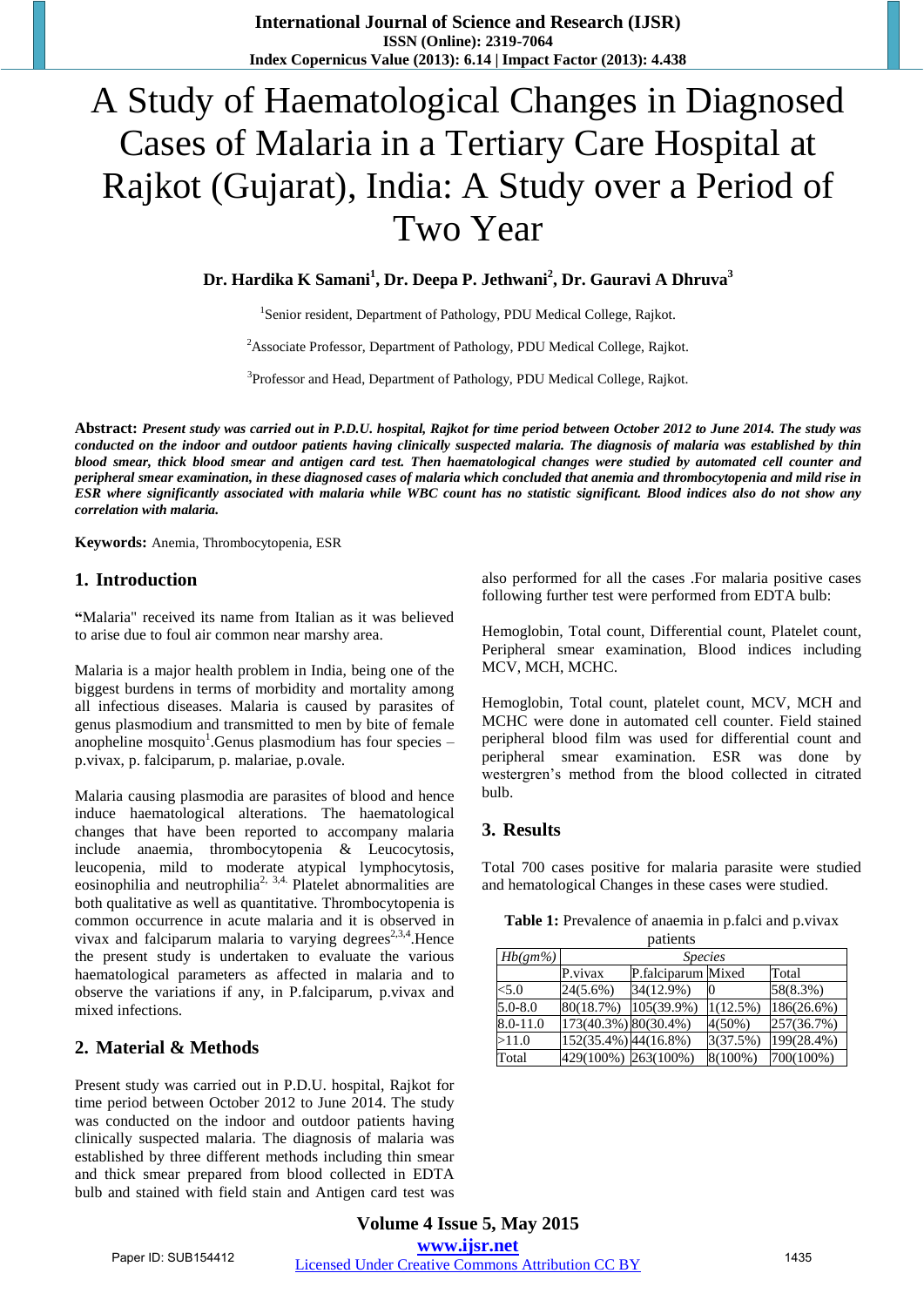# A Study of Haematological Changes in Diagnosed Cases of Malaria in a Tertiary Care Hospital at Rajkot (Gujarat), India: A Study over a Period of Two Year

**Dr. Hardika K Samani[1], Dr. Deepa P. Jethwani[2], Dr. Gauravi A Dhruva[3]**

[1]Senior resident, Department of Pathology, PDU Medical College, Rajkot.

[2]Associate Professor, Department of Pathology, PDU Medical College, Rajkot.

[3]Professor and Head, Department of Pathology, PDU Medical College, Rajkot.

**Abstract:** ***Present study was carried out in P.D.U. hospital, Rajkot for time period between October 2012 to June 2014. The study was conducted on the indoor and outdoor patients having clinically suspected malaria. The diagnosis of malaria was established by thin blood smear, thick blood smear and antigen card test. Then haematological changes were studied by automated cell counter and peripheral smear examination, in these diagnosed cases of malaria which concluded that anemia and thrombocytopenia and mild rise in ESR where significantly associated with malaria while WBC count has no statistic significant. Blood indices also do not show any correlation with malaria.***

**Keywords:** Anemia, Thrombocytopenia, ESR

## 1. Introduction

**"**Malaria" received its name from Italian as it was believed to arise due to foul air common near marshy area.

Malaria is a major health problem in India, being one of the biggest burdens in terms of morbidity and mortality among all infectious diseases. Malaria is caused by parasites of genus plasmodium and transmitted to men by bite of female anopheline mosquito[1].Genus plasmodium has four species – p.vivax, p. falciparum, p. malariae, p.ovale.

Malaria causing plasmodia are parasites of blood and hence induce haematological alterations. The haematological changes that have been reported to accompany malaria include anaemia, thrombocytopenia & Leucocytosis, leucopenia, mild to moderate atypical lymphocytosis, eosinophilia and neutrophilia[2, 3,4.] Platelet abnormalities are both qualitative as well as quantitative. Thrombocytopenia is common occurrence in acute malaria and it is observed in vivax and falciparum malaria to varying degrees[2,3,4].Hence the present study is undertaken to evaluate the various haematological parameters as affected in malaria and to observe the variations if any, in P.falciparum, p.vivax and mixed infections.

## 2. Material & Methods

Present study was carried out in P.D.U. hospital, Rajkot for time period between October 2012 to June 2014. The study was conducted on the indoor and outdoor patients having clinically suspected malaria. The diagnosis of malaria was established by three different methods including thin smear and thick smear prepared from blood collected in EDTA bulb and stained with field stain and Antigen card test was also performed for all the cases .For malaria positive cases following further test were performed from EDTA bulb:

Hemoglobin, Total count, Differential count, Platelet count, Peripheral smear examination, Blood indices including MCV, MCH, MCHC.

Hemoglobin, Total count, platelet count, MCV, MCH and MCHC were done in automated cell counter. Field stained peripheral blood film was used for differential count and peripheral smear examination. ESR was done by westergren's method from the blood collected in citrated bulb.

## 3. Results

Total 700 cases positive for malaria parasite were studied and hematological Changes in these cases were studied.

**Table 1:** Prevalence of anaemia in p.falci and p.vivax patients

| *Hb(gm%)* | *Species* | | | |
|---|---|---|---|---|
| | P.vivax | P.falciparum | Mixed | Total |
| <5.0 | 24(5.6%) | 34(12.9%) | 0 | 58(8.3%) |
| 5.0-8.0 | 80(18.7%) | 105(39.9%) | 1(12.5%) | 186(26.6%) |
| 8.0-11.0 | 173(40.3%) | 80(30.4%) | 4(50%) | 257(36.7%) |
| >11.0 | 152(35.4%) | 44(16.8%) | 3(37.5%) | 199(28.4%) |
| Total | 429(100%) | 263(100%) | 8(100%) | 700(100%) |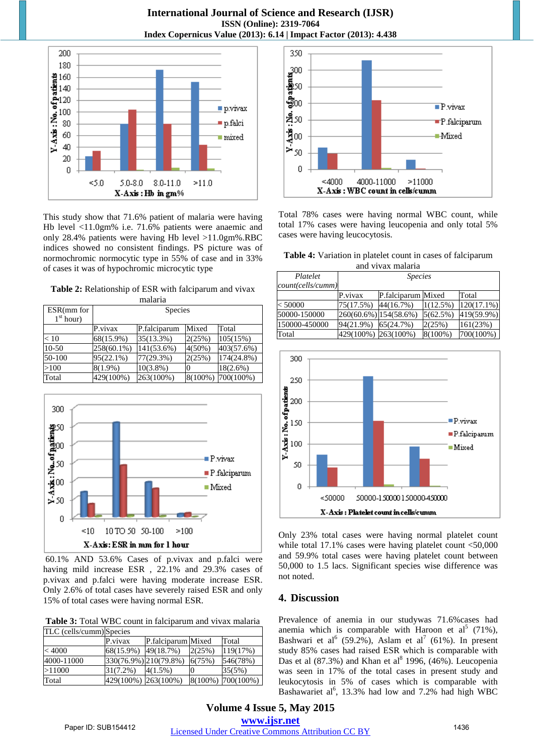This study show that 71.6% patient of malaria were having Hb level <11.0gm% i.e. 71.6% patients were anaemic and only 28.4% patients were having Hb level >11.0gm%.RBC indices showed no consistent findings. PS picture was of normochromic normocytic type in 55% of case and in 33% of cases it was of hypochromic microcytic type

**Table 2:** Relationship of ESR with falciparum and vivax malaria

| ESR(mm for 1st hour) | Species | | | |
|---|---|---|---|---|
| | P.vivax | P.falciparum | Mixed | Total |
| < 10 | 68(15.9%) | 35(13.3%) | 2(25%) | 105(15%) |
| 10-50 | 258(60.1%) | 141(53.6%) | 4(50%) | 403(57.6%) |
| 50-100 | 95(22.1%) | 77(29.3%) | 2(25%) | 174(24.8%) |
| >100 | 8(1.9%) | 10(3.8%) | 0 | 18(2.6%) |
| Total | 429(100%) | 263(100%) | 8(100%) | 700(100%) |

60.1% AND 53.6% Cases of p.vivax and p.falci were having mild increase ESR , 22.1% and 29.3% cases of p.vivax and p.falci were having moderate increase ESR. Only 2.6% of total cases have severely raised ESR and only 15% of total cases were having normal ESR.

**Table 3:** Total WBC count in falciparum and vivax malaria

| TLC (cells/cumm) | Species | | | |
|---|---|---|---|---|
| | P.vivax | P.falciparum | Mixed | Total |
| < 4000 | 68(15.9%) | 49(18.7%) | 2(25%) | 119(17%) |
| 4000-11000 | 330(76.9%) | 210(79.8%) | 6(75%) | 546(78%) |
| >11000 | 31(7.2%) | 4(1.5%) | 0 | 35(5%) |
| Total | 429(100%) | 263(100%) | 8(100%) | 700(100%) |

Total 78% cases were having normal WBC count, while total 17% cases were having leucopenia and only total 5% cases were having leucocytosis.

**Table 4:** Variation in platelet count in cases of falciparum and vivax malaria

| Platelet count(cells/cumm) | Species | | | |
|---|---|---|---|---|
| | P.vivax | P.falciparum | Mixed | Total |
| < 50000 | 75(17.5%) | 44(16.7%) | 1(12.5%) | 120(17.1%) |
| 50000-150000 | 260(60.6%) | 154(58.6%) | 5(62.5%) | 419(59.9%) |
| 150000-450000 | 94(21.9%) | 65(24.7%) | 2(25%) | 161(23%) |
| Total | 429(100%) | 263(100%) | 8(100%) | 700(100%) |

Only 23% total cases were having normal platelet count while total 17.1% cases were having platelet count <50,000 and 59.9% total cases were having platelet count between 50,000 to 1.5 lacs. Significant species wise difference was not noted.

## 4. Discussion

Prevalence of anemia in our studywas 71.6%cases had anemia which is comparable with Haroon et al[5] (71%), Bashwari et al[6] (59.2%), Aslam et al[7] (61%). In present study 85% cases had raised ESR which is comparable with Das et al (87.3%) and Khan et al[8] 1996, (46%). Leucopenia was seen in 17% of the total cases in present study and leukocytosis in 5% of cases which is comparable with Bashawariet al[6], 13.3% had low and 7.2% had high WBC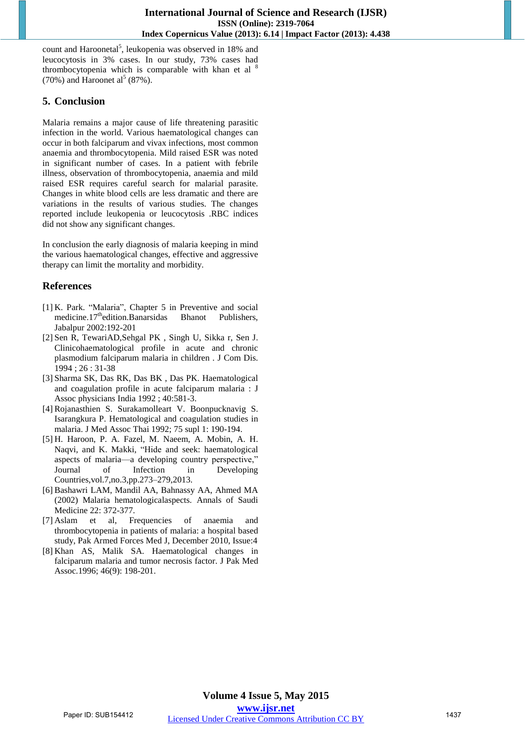count and Haroonetal[5], leukopenia was observed in 18% and leucocytosis in 3% cases. In our study, 73% cases had thrombocytopenia which is comparable with khan et al [8] (70%) and Haroonet al[5] (87%).

## 5. Conclusion

Malaria remains a major cause of life threatening parasitic infection in the world. Various haematological changes can occur in both falciparum and vivax infections, most common anaemia and thrombocytopenia. Mild raised ESR was noted in significant number of cases. In a patient with febrile illness, observation of thrombocytopenia, anaemia and mild raised ESR requires careful search for malarial parasite. Changes in white blood cells are less dramatic and there are variations in the results of various studies. The changes reported include leukopenia or leucocytosis .RBC indices did not show any significant changes.

In conclusion the early diagnosis of malaria keeping in mind the various haematological changes, effective and aggressive therapy can limit the mortality and morbidity.

## References

[1] K. Park. "Malaria", Chapter 5 in Preventive and social medicine.17thedition.Banarsidas Bhanot Publishers, Jabalpur 2002:192-201

[2] Sen R, TewariAD,Sehgal PK , Singh U, Sikka r, Sen J. Clinicohaematological profile in acute and chronic plasmodium falciparum malaria in children . J Com Dis. 1994 ; 26 : 31-38

[3] Sharma SK, Das RK, Das BK , Das PK. Haematological and coagulation profile in acute falciparum malaria : J Assoc physicians India 1992 ; 40:581-3.

[4] Rojanasthien S. Surakamolleart V. Boonpucknavig S. Isarangkura P. Hematological and coagulation studies in malaria. J Med Assoc Thai 1992; 75 supl 1: 190-194.

[5] H. Haroon, P. A. Fazel, M. Naeem, A. Mobin, A. H. Naqvi, and K. Makki, "Hide and seek: haematological aspects of malaria—a developing country perspective," Journal of Infection in Developing Countries,vol.7,no.3,pp.273–279,2013.

[6] Bashawri LAM, Mandil AA, Bahnassy AA, Ahmed MA (2002) Malaria hematologicalaspects. Annals of Saudi Medicine 22: 372-377.

[7] Aslam et al, Frequencies of anaemia and thrombocytopenia in patients of malaria: a hospital based study, Pak Armed Forces Med J, December 2010, Issue:4

[8] Khan AS, Malik SA. Haematological changes in falciparum malaria and tumor necrosis factor. J Pak Med Assoc.1996; 46(9): 198-201.